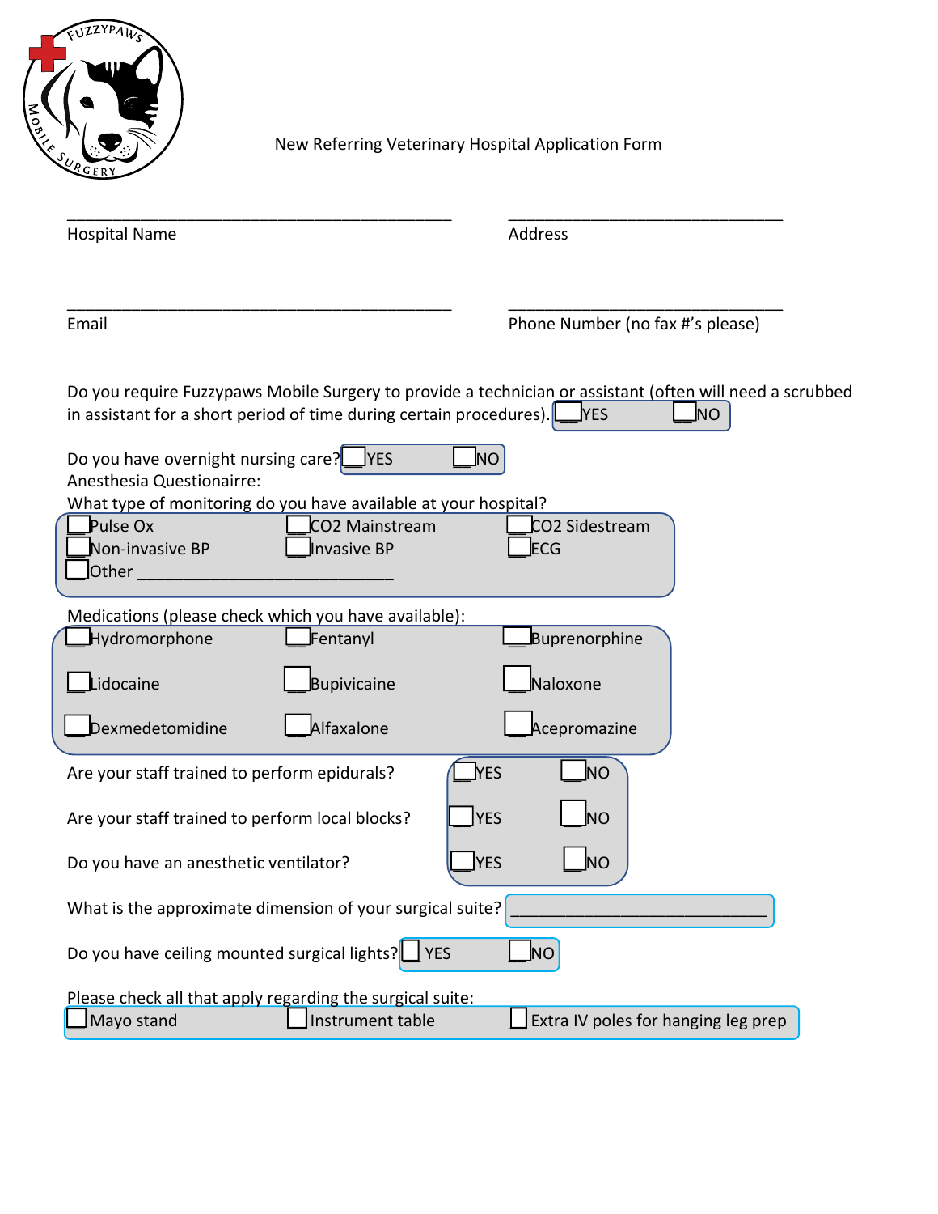FUZZYPAWS MOBILE SURGERY

# New Referring Veterinary Hospital Application Form

_____________________________________________ Hospital Name

________________________________ Address

_____________________________________________ Email

________________________________ Phone Number (no fax #'s please)

Do you require Fuzzypaws Mobile Surgery to provide a technician or assistant (often will need a scrubbed in assistant for a short period of time during certain procedures). ☐ YES ☐ NO

Do you have overnight nursing care? ☐ YES ☐ NO

Anesthesia Questionairre:

What type of monitoring do you have available at your hospital?

- ☐ Pulse Ox
- ☐ CO2 Mainstream
- ☐ CO2 Sidestream
- ☐ Non-invasive BP
- ☐ Invasive BP
- ☐ ECG
- ☐ Other ____________________________

Medications (please check which you have available):

- ☐ Hydromorphone
- ☐ Fentanyl
- ☐ Buprenorphine
- ☐ Lidocaine
- ☐ Bupivicaine
- ☐ Naloxone
- ☐ Dexmedetomidine
- ☐ Alfaxalone
- ☐ Acepromazine

Are your staff trained to perform epidurals? ☐ YES ☐ NO

Are your staff trained to perform local blocks? ☐ YES ☐ NO

Do you have an anesthetic ventilator? ☐ YES ☐ NO

What is the approximate dimension of your surgical suite? ____________________________

Do you have ceiling mounted surgical lights? ☐ YES ☐ NO

Please check all that apply regarding the surgical suite:

- ☐ Mayo stand
- ☐ Instrument table
- ☐ Extra IV poles for hanging leg prep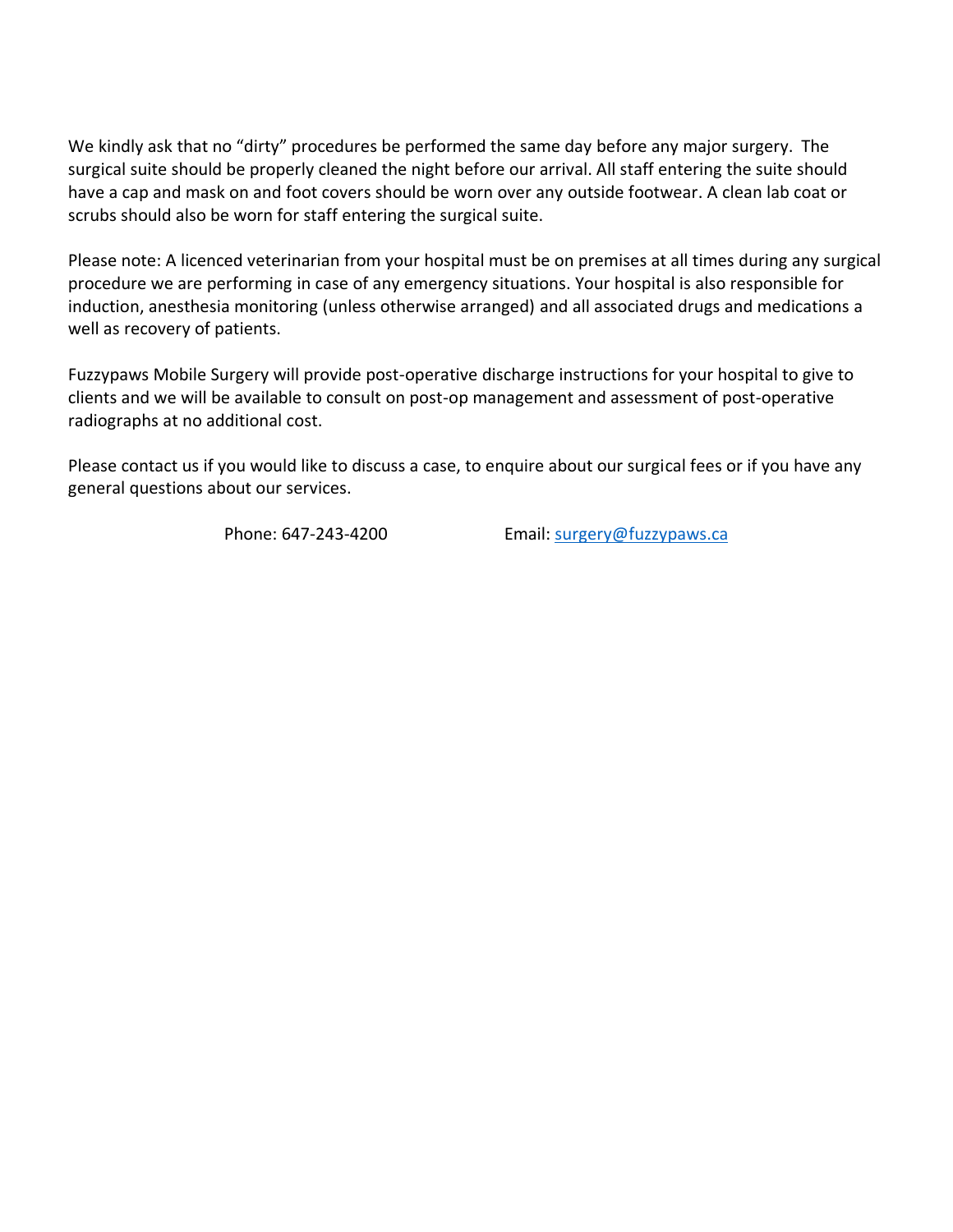We kindly ask that no “dirty” procedures be performed the same day before any major surgery. The surgical suite should be properly cleaned the night before our arrival. All staff entering the suite should have a cap and mask on and foot covers should be worn over any outside footwear. A clean lab coat or scrubs should also be worn for staff entering the surgical suite.

Please note: A licenced veterinarian from your hospital must be on premises at all times during any surgical procedure we are performing in case of any emergency situations. Your hospital is also responsible for induction, anesthesia monitoring (unless otherwise arranged) and all associated drugs and medications a well as recovery of patients.

Fuzzypaws Mobile Surgery will provide post-operative discharge instructions for your hospital to give to clients and we will be available to consult on post-op management and assessment of post-operative radiographs at no additional cost.

Please contact us if you would like to discuss a case, to enquire about our surgical fees or if you have any general questions about our services.

Phone: 647-243-4200 Email: [surgery@fuzzypaws.ca](mailto:surgery@fuzzypaws.ca)